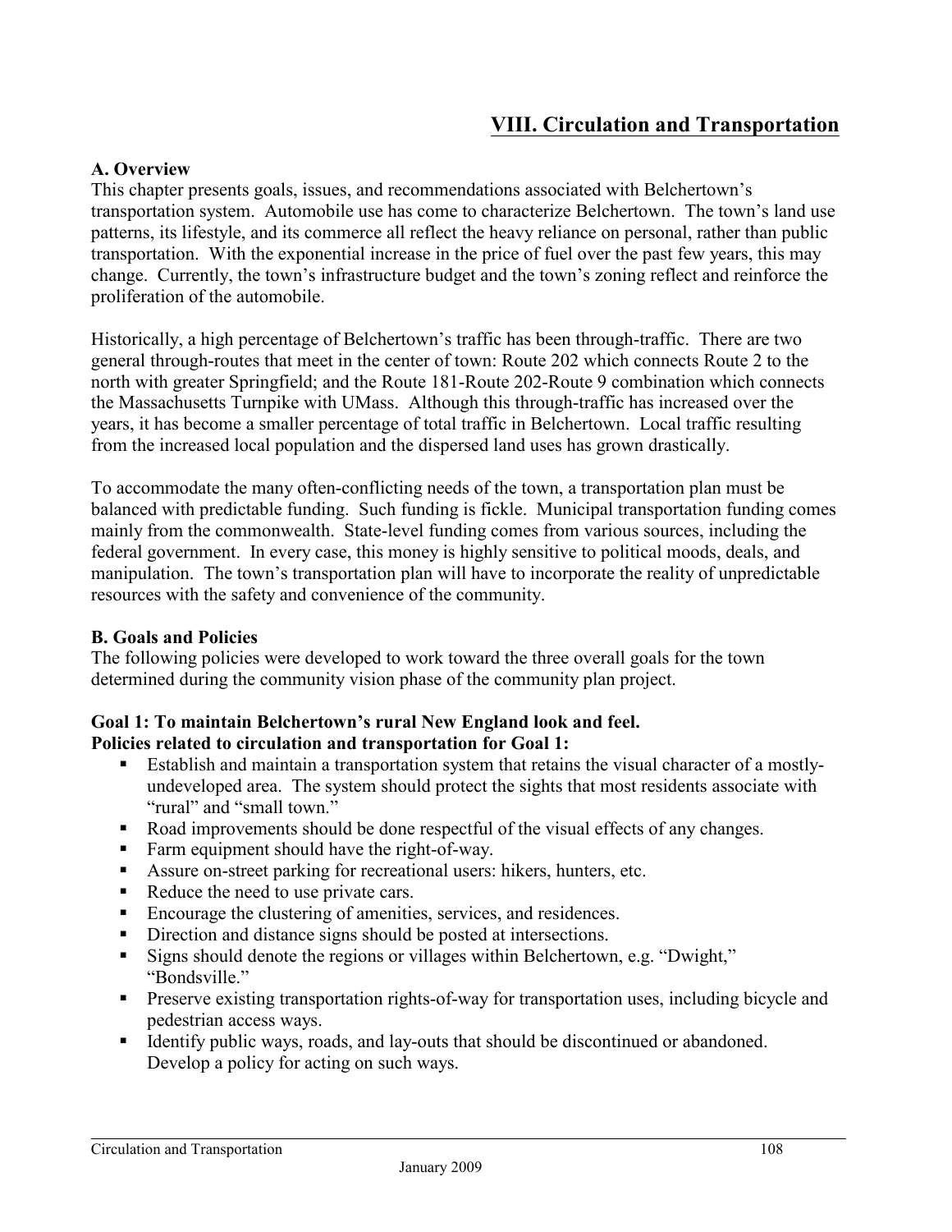# VIII. Circulation and Transportation

**A. Overview**

This chapter presents goals, issues, and recommendations associated with Belchertown's transportation system. Automobile use has come to characterize Belchertown. The town's land use patterns, its lifestyle, and its commerce all reflect the heavy reliance on personal, rather than public transportation. With the exponential increase in the price of fuel over the past few years, this may change. Currently, the town's infrastructure budget and the town's zoning reflect and reinforce the proliferation of the automobile.

Historically, a high percentage of Belchertown's traffic has been through-traffic. There are two general through-routes that meet in the center of town: Route 202 which connects Route 2 to the north with greater Springfield; and the Route 181-Route 202-Route 9 combination which connects the Massachusetts Turnpike with UMass. Although this through-traffic has increased over the years, it has become a smaller percentage of total traffic in Belchertown. Local traffic resulting from the increased local population and the dispersed land uses has grown drastically.

To accommodate the many often-conflicting needs of the town, a transportation plan must be balanced with predictable funding. Such funding is fickle. Municipal transportation funding comes mainly from the commonwealth. State-level funding comes from various sources, including the federal government. In every case, this money is highly sensitive to political moods, deals, and manipulation. The town's transportation plan will have to incorporate the reality of unpredictable resources with the safety and convenience of the community.

**B. Goals and Policies**

The following policies were developed to work toward the three overall goals for the town determined during the community vision phase of the community plan project.

**Goal 1: To maintain Belchertown's rural New England look and feel.**
**Policies related to circulation and transportation for Goal 1:**

- Establish and maintain a transportation system that retains the visual character of a mostly-undeveloped area. The system should protect the sights that most residents associate with "rural" and "small town."
- Road improvements should be done respectful of the visual effects of any changes.
- Farm equipment should have the right-of-way.
- Assure on-street parking for recreational users: hikers, hunters, etc.
- Reduce the need to use private cars.
- Encourage the clustering of amenities, services, and residences.
- Direction and distance signs should be posted at intersections.
- Signs should denote the regions or villages within Belchertown, e.g. "Dwight," "Bondsville."
- Preserve existing transportation rights-of-way for transportation uses, including bicycle and pedestrian access ways.
- Identify public ways, roads, and lay-outs that should be discontinued or abandoned. Develop a policy for acting on such ways.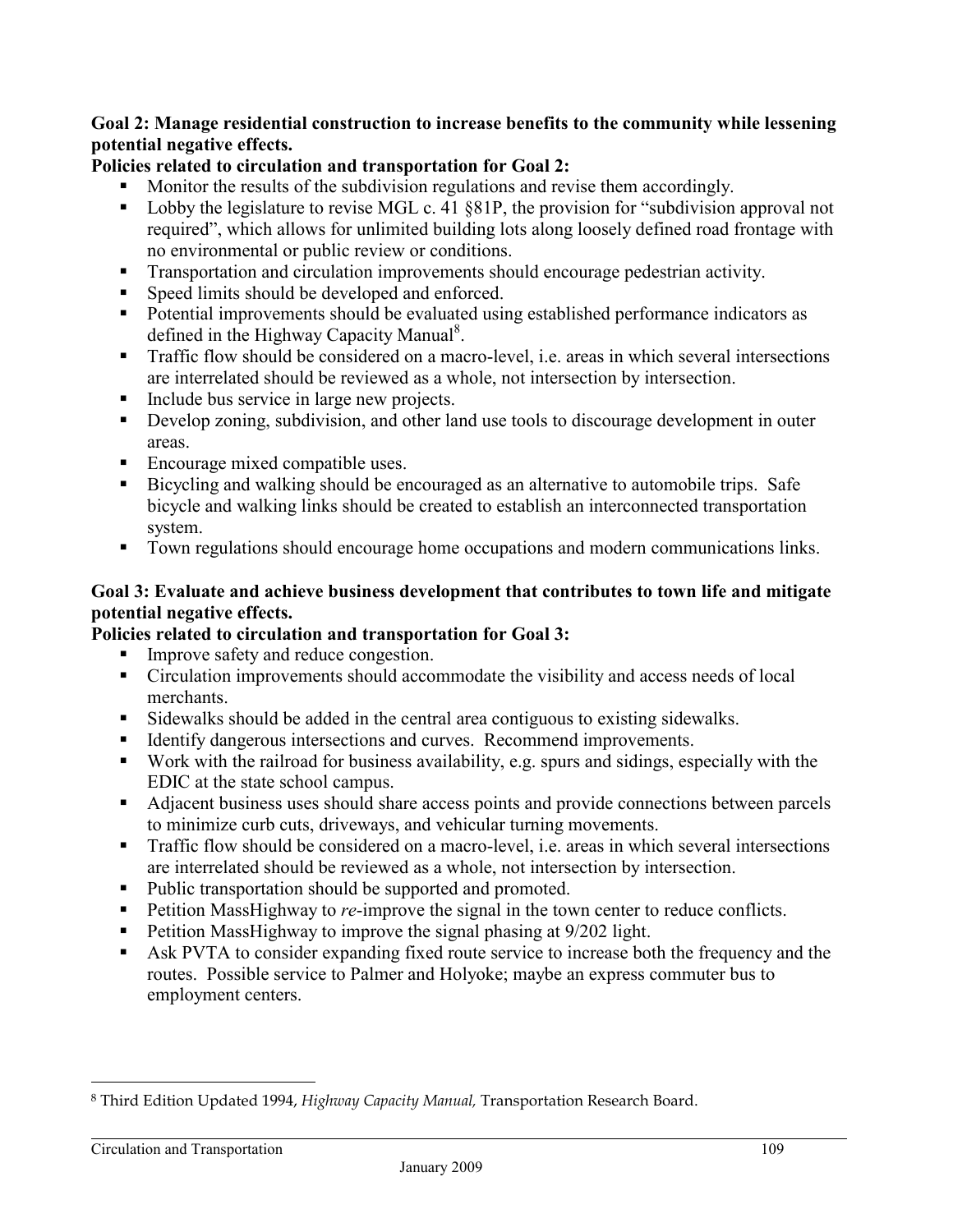**Goal 2: Manage residential construction to increase benefits to the community while lessening potential negative effects.**

**Policies related to circulation and transportation for Goal 2:**

- Monitor the results of the subdivision regulations and revise them accordingly.
- Lobby the legislature to revise MGL c. 41 §81P, the provision for "subdivision approval not required", which allows for unlimited building lots along loosely defined road frontage with no environmental or public review or conditions.
- Transportation and circulation improvements should encourage pedestrian activity.
- Speed limits should be developed and enforced.
- Potential improvements should be evaluated using established performance indicators as defined in the Highway Capacity Manual[8].
- Traffic flow should be considered on a macro-level, i.e. areas in which several intersections are interrelated should be reviewed as a whole, not intersection by intersection.
- Include bus service in large new projects.
- Develop zoning, subdivision, and other land use tools to discourage development in outer areas.
- Encourage mixed compatible uses.
- Bicycling and walking should be encouraged as an alternative to automobile trips. Safe bicycle and walking links should be created to establish an interconnected transportation system.
- Town regulations should encourage home occupations and modern communications links.

**Goal 3: Evaluate and achieve business development that contributes to town life and mitigate potential negative effects.**

**Policies related to circulation and transportation for Goal 3:**

- Improve safety and reduce congestion.
- Circulation improvements should accommodate the visibility and access needs of local merchants.
- Sidewalks should be added in the central area contiguous to existing sidewalks.
- Identify dangerous intersections and curves. Recommend improvements.
- Work with the railroad for business availability, e.g. spurs and sidings, especially with the EDIC at the state school campus.
- Adjacent business uses should share access points and provide connections between parcels to minimize curb cuts, driveways, and vehicular turning movements.
- Traffic flow should be considered on a macro-level, i.e. areas in which several intersections are interrelated should be reviewed as a whole, not intersection by intersection.
- Public transportation should be supported and promoted.
- Petition MassHighway to *re*-improve the signal in the town center to reduce conflicts.
- Petition MassHighway to improve the signal phasing at 9/202 light.
- Ask PVTA to consider expanding fixed route service to increase both the frequency and the routes. Possible service to Palmer and Holyoke; maybe an express commuter bus to employment centers.

---

[8] Third Edition Updated 1994, *Highway Capacity Manual,* Transportation Research Board.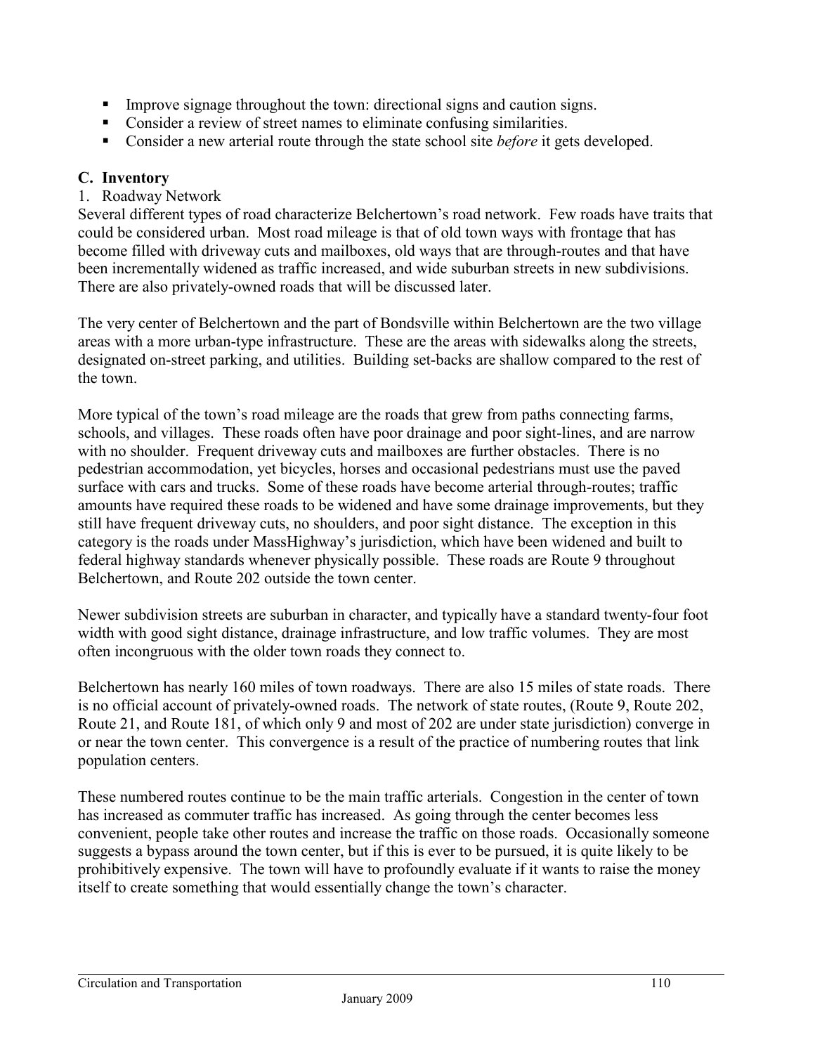- Improve signage throughout the town: directional signs and caution signs.
- Consider a review of street names to eliminate confusing similarities.
- Consider a new arterial route through the state school site *before* it gets developed.

## C. Inventory

1. Roadway Network

Several different types of road characterize Belchertown's road network. Few roads have traits that could be considered urban. Most road mileage is that of old town ways with frontage that has become filled with driveway cuts and mailboxes, old ways that are through-routes and that have been incrementally widened as traffic increased, and wide suburban streets in new subdivisions. There are also privately-owned roads that will be discussed later.

The very center of Belchertown and the part of Bondsville within Belchertown are the two village areas with a more urban-type infrastructure. These are the areas with sidewalks along the streets, designated on-street parking, and utilities. Building set-backs are shallow compared to the rest of the town.

More typical of the town's road mileage are the roads that grew from paths connecting farms, schools, and villages. These roads often have poor drainage and poor sight-lines, and are narrow with no shoulder. Frequent driveway cuts and mailboxes are further obstacles. There is no pedestrian accommodation, yet bicycles, horses and occasional pedestrians must use the paved surface with cars and trucks. Some of these roads have become arterial through-routes; traffic amounts have required these roads to be widened and have some drainage improvements, but they still have frequent driveway cuts, no shoulders, and poor sight distance. The exception in this category is the roads under MassHighway's jurisdiction, which have been widened and built to federal highway standards whenever physically possible. These roads are Route 9 throughout Belchertown, and Route 202 outside the town center.

Newer subdivision streets are suburban in character, and typically have a standard twenty-four foot width with good sight distance, drainage infrastructure, and low traffic volumes. They are most often incongruous with the older town roads they connect to.

Belchertown has nearly 160 miles of town roadways. There are also 15 miles of state roads. There is no official account of privately-owned roads. The network of state routes, (Route 9, Route 202, Route 21, and Route 181, of which only 9 and most of 202 are under state jurisdiction) converge in or near the town center. This convergence is a result of the practice of numbering routes that link population centers.

These numbered routes continue to be the main traffic arterials. Congestion in the center of town has increased as commuter traffic has increased. As going through the center becomes less convenient, people take other routes and increase the traffic on those roads. Occasionally someone suggests a bypass around the town center, but if this is ever to be pursued, it is quite likely to be prohibitively expensive. The town will have to profoundly evaluate if it wants to raise the money itself to create something that would essentially change the town's character.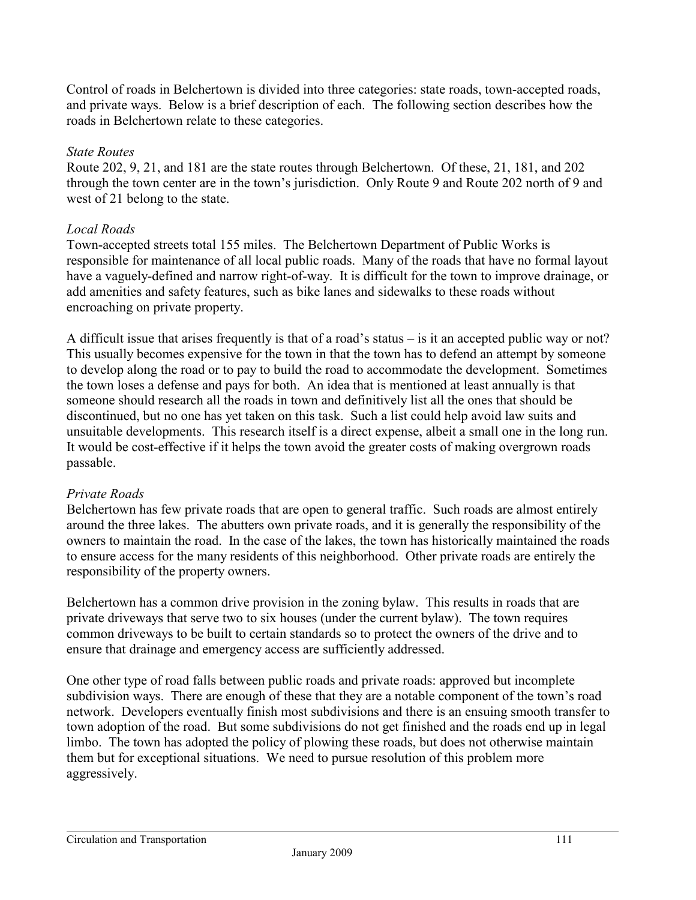Control of roads in Belchertown is divided into three categories: state roads, town-accepted roads, and private ways. Below is a brief description of each. The following section describes how the roads in Belchertown relate to these categories.

*State Routes*

Route 202, 9, 21, and 181 are the state routes through Belchertown. Of these, 21, 181, and 202 through the town center are in the town's jurisdiction. Only Route 9 and Route 202 north of 9 and west of 21 belong to the state.

*Local Roads*

Town-accepted streets total 155 miles. The Belchertown Department of Public Works is responsible for maintenance of all local public roads. Many of the roads that have no formal layout have a vaguely-defined and narrow right-of-way. It is difficult for the town to improve drainage, or add amenities and safety features, such as bike lanes and sidewalks to these roads without encroaching on private property.

A difficult issue that arises frequently is that of a road's status – is it an accepted public way or not? This usually becomes expensive for the town in that the town has to defend an attempt by someone to develop along the road or to pay to build the road to accommodate the development. Sometimes the town loses a defense and pays for both. An idea that is mentioned at least annually is that someone should research all the roads in town and definitively list all the ones that should be discontinued, but no one has yet taken on this task. Such a list could help avoid law suits and unsuitable developments. This research itself is a direct expense, albeit a small one in the long run. It would be cost-effective if it helps the town avoid the greater costs of making overgrown roads passable.

*Private Roads*

Belchertown has few private roads that are open to general traffic. Such roads are almost entirely around the three lakes. The abutters own private roads, and it is generally the responsibility of the owners to maintain the road. In the case of the lakes, the town has historically maintained the roads to ensure access for the many residents of this neighborhood. Other private roads are entirely the responsibility of the property owners.

Belchertown has a common drive provision in the zoning bylaw. This results in roads that are private driveways that serve two to six houses (under the current bylaw). The town requires common driveways to be built to certain standards so to protect the owners of the drive and to ensure that drainage and emergency access are sufficiently addressed.

One other type of road falls between public roads and private roads: approved but incomplete subdivision ways. There are enough of these that they are a notable component of the town's road network. Developers eventually finish most subdivisions and there is an ensuing smooth transfer to town adoption of the road. But some subdivisions do not get finished and the roads end up in legal limbo. The town has adopted the policy of plowing these roads, but does not otherwise maintain them but for exceptional situations. We need to pursue resolution of this problem more aggressively.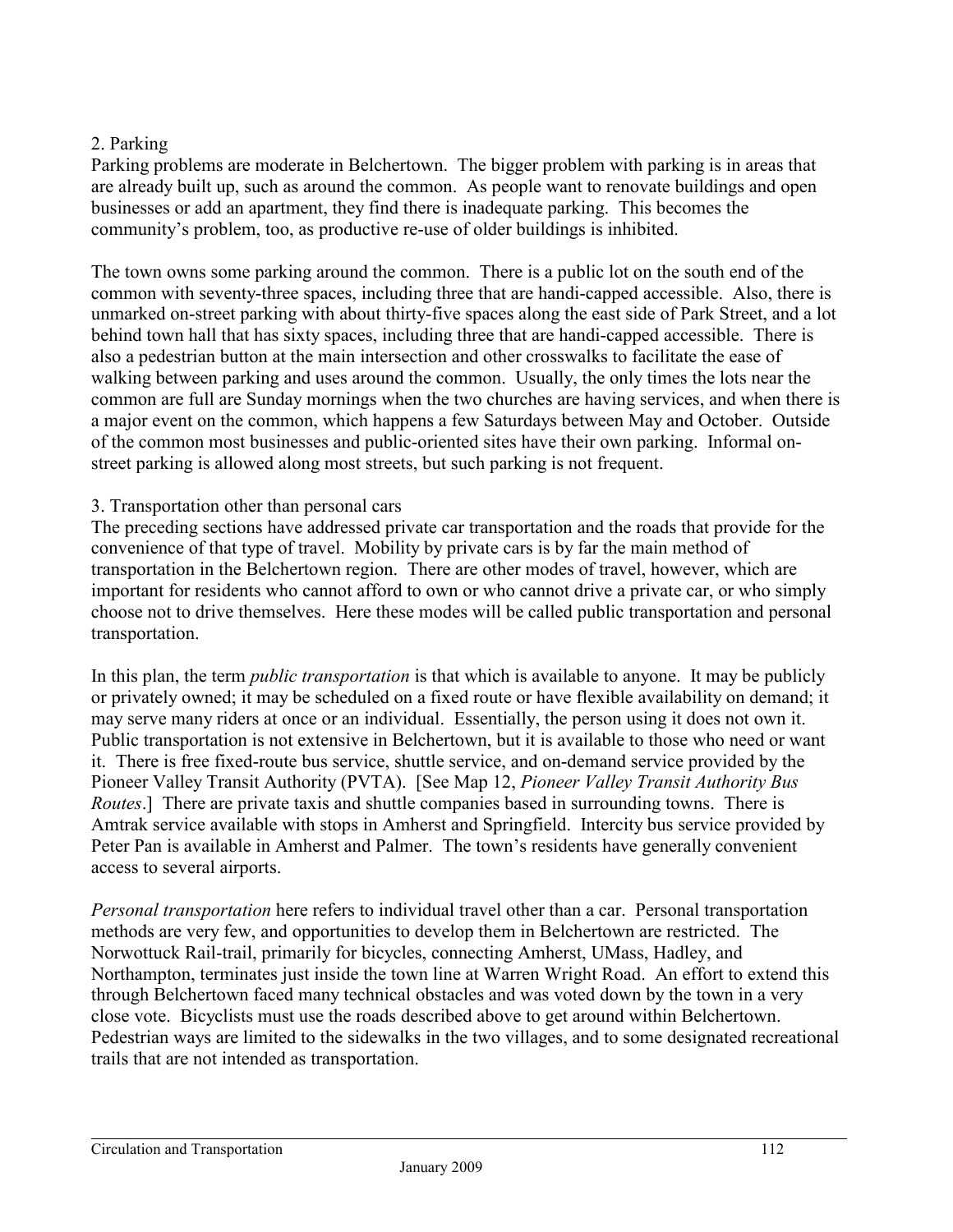### 2. Parking

Parking problems are moderate in Belchertown. The bigger problem with parking is in areas that are already built up, such as around the common. As people want to renovate buildings and open businesses or add an apartment, they find there is inadequate parking. This becomes the community's problem, too, as productive re-use of older buildings is inhibited.

The town owns some parking around the common. There is a public lot on the south end of the common with seventy-three spaces, including three that are handi-capped accessible. Also, there is unmarked on-street parking with about thirty-five spaces along the east side of Park Street, and a lot behind town hall that has sixty spaces, including three that are handi-capped accessible. There is also a pedestrian button at the main intersection and other crosswalks to facilitate the ease of walking between parking and uses around the common. Usually, the only times the lots near the common are full are Sunday mornings when the two churches are having services, and when there is a major event on the common, which happens a few Saturdays between May and October. Outside of the common most businesses and public-oriented sites have their own parking. Informal on-street parking is allowed along most streets, but such parking is not frequent.

### 3. Transportation other than personal cars

The preceding sections have addressed private car transportation and the roads that provide for the convenience of that type of travel. Mobility by private cars is by far the main method of transportation in the Belchertown region. There are other modes of travel, however, which are important for residents who cannot afford to own or who cannot drive a private car, or who simply choose not to drive themselves. Here these modes will be called public transportation and personal transportation.

In this plan, the term *public transportation* is that which is available to anyone. It may be publicly or privately owned; it may be scheduled on a fixed route or have flexible availability on demand; it may serve many riders at once or an individual. Essentially, the person using it does not own it. Public transportation is not extensive in Belchertown, but it is available to those who need or want it. There is free fixed-route bus service, shuttle service, and on-demand service provided by the Pioneer Valley Transit Authority (PVTA). [See Map 12, *Pioneer Valley Transit Authority Bus Routes*.] There are private taxis and shuttle companies based in surrounding towns. There is Amtrak service available with stops in Amherst and Springfield. Intercity bus service provided by Peter Pan is available in Amherst and Palmer. The town's residents have generally convenient access to several airports.

*Personal transportation* here refers to individual travel other than a car. Personal transportation methods are very few, and opportunities to develop them in Belchertown are restricted. The Norwottuck Rail-trail, primarily for bicycles, connecting Amherst, UMass, Hadley, and Northampton, terminates just inside the town line at Warren Wright Road. An effort to extend this through Belchertown faced many technical obstacles and was voted down by the town in a very close vote. Bicyclists must use the roads described above to get around within Belchertown. Pedestrian ways are limited to the sidewalks in the two villages, and to some designated recreational trails that are not intended as transportation.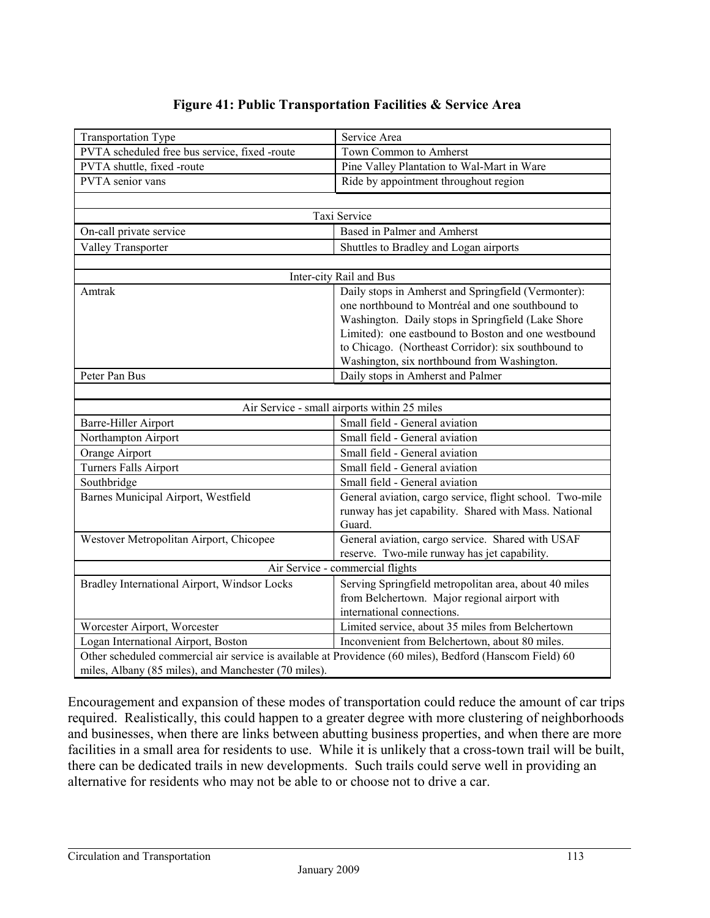**Figure 41: Public Transportation Facilities & Service Area**

| Transportation Type | Service Area |
|---|---|
| PVTA scheduled free bus service, fixed -route | Town Common to Amherst |
| PVTA shuttle, fixed -route | Pine Valley Plantation to Wal-Mart in Ware |
| PVTA senior vans | Ride by appointment throughout region |
| | |
| Taxi Service | |
| On-call private service | Based in Palmer and Amherst |
| Valley Transporter | Shuttles to Bradley and Logan airports |
| | |
| Inter-city Rail and Bus | |
| Amtrak | Daily stops in Amherst and Springfield (Vermonter): one northbound to Montréal and one southbound to Washington. Daily stops in Springfield (Lake Shore Limited): one eastbound to Boston and one westbound to Chicago. (Northeast Corridor): six southbound to Washington, six northbound from Washington. |
| Peter Pan Bus | Daily stops in Amherst and Palmer |
| | |
| Air Service - small airports within 25 miles | |
| Barre-Hiller Airport | Small field - General aviation |
| Northampton Airport | Small field - General aviation |
| Orange Airport | Small field - General aviation |
| Turners Falls Airport | Small field - General aviation |
| Southbridge | Small field - General aviation |
| Barnes Municipal Airport, Westfield | General aviation, cargo service, flight school. Two-mile runway has jet capability. Shared with Mass. National Guard. |
| Westover Metropolitan Airport, Chicopee | General aviation, cargo service. Shared with USAF reserve. Two-mile runway has jet capability. |
| Air Service - commercial flights | |
| Bradley International Airport, Windsor Locks | Serving Springfield metropolitan area, about 40 miles from Belchertown. Major regional airport with international connections. |
| Worcester Airport, Worcester | Limited service, about 35 miles from Belchertown |
| Logan International Airport, Boston | Inconvenient from Belchertown, about 80 miles. |
| Other scheduled commercial air service is available at Providence (60 miles), Bedford (Hanscom Field) 60 miles, Albany (85 miles), and Manchester (70 miles). | |

Encouragement and expansion of these modes of transportation could reduce the amount of car trips required. Realistically, this could happen to a greater degree with more clustering of neighborhoods and businesses, when there are links between abutting business properties, and when there are more facilities in a small area for residents to use. While it is unlikely that a cross-town trail will be built, there can be dedicated trails in new developments. Such trails could serve well in providing an alternative for residents who may not be able to or choose not to drive a car.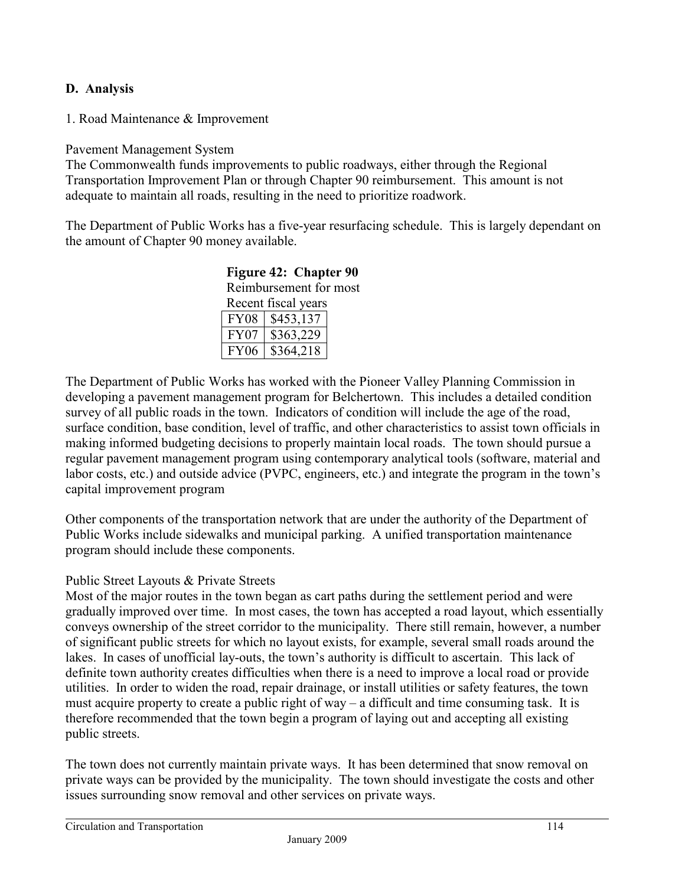## D. Analysis

1. Road Maintenance & Improvement

Pavement Management System

The Commonwealth funds improvements to public roadways, either through the Regional Transportation Improvement Plan or through Chapter 90 reimbursement. This amount is not adequate to maintain all roads, resulting in the need to prioritize roadwork.

The Department of Public Works has a five-year resurfacing schedule. This is largely dependant on the amount of Chapter 90 money available.

**Figure 42: Chapter 90**
Reimbursement for most Recent fiscal years

| | |
|---|---|
| FY08 | $453,137 |
| FY07 | $363,229 |
| FY06 | $364,218 |

The Department of Public Works has worked with the Pioneer Valley Planning Commission in developing a pavement management program for Belchertown. This includes a detailed condition survey of all public roads in the town. Indicators of condition will include the age of the road, surface condition, base condition, level of traffic, and other characteristics to assist town officials in making informed budgeting decisions to properly maintain local roads. The town should pursue a regular pavement management program using contemporary analytical tools (software, material and labor costs, etc.) and outside advice (PVPC, engineers, etc.) and integrate the program in the town's capital improvement program

Other components of the transportation network that are under the authority of the Department of Public Works include sidewalks and municipal parking. A unified transportation maintenance program should include these components.

Public Street Layouts & Private Streets

Most of the major routes in the town began as cart paths during the settlement period and were gradually improved over time. In most cases, the town has accepted a road layout, which essentially conveys ownership of the street corridor to the municipality. There still remain, however, a number of significant public streets for which no layout exists, for example, several small roads around the lakes. In cases of unofficial lay-outs, the town's authority is difficult to ascertain. This lack of definite town authority creates difficulties when there is a need to improve a local road or provide utilities. In order to widen the road, repair drainage, or install utilities or safety features, the town must acquire property to create a public right of way – a difficult and time consuming task. It is therefore recommended that the town begin a program of laying out and accepting all existing public streets.

The town does not currently maintain private ways. It has been determined that snow removal on private ways can be provided by the municipality. The town should investigate the costs and other issues surrounding snow removal and other services on private ways.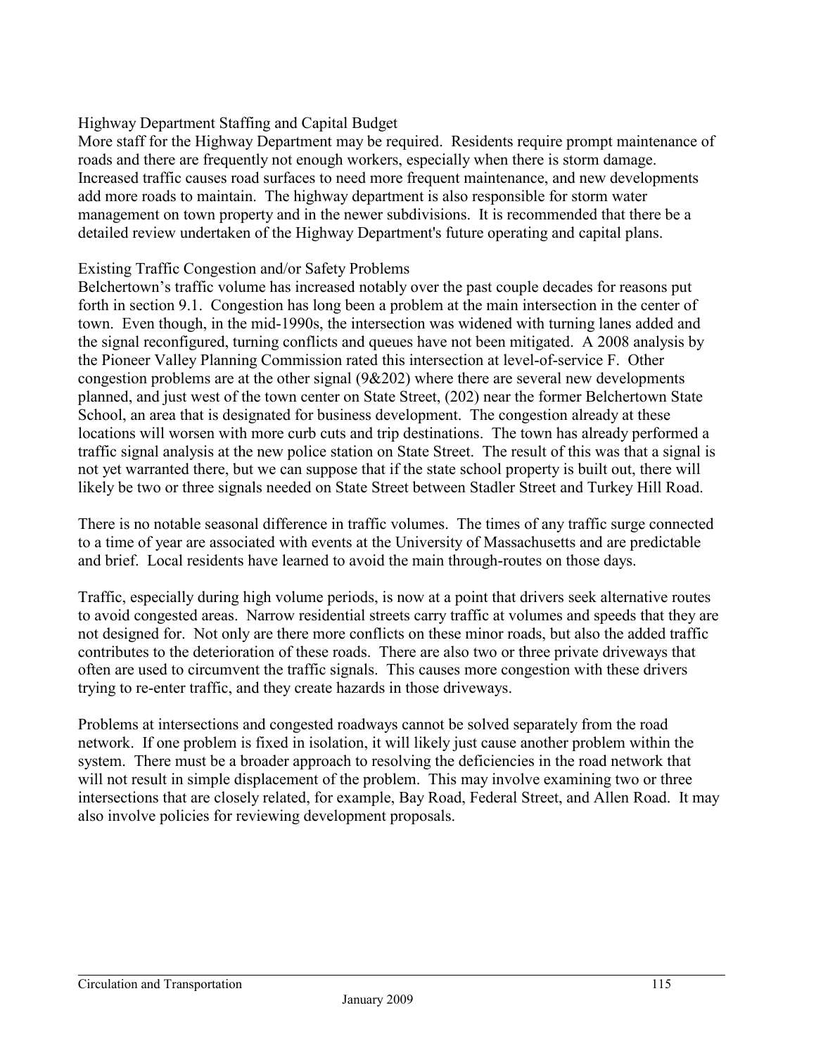### Highway Department Staffing and Capital Budget

More staff for the Highway Department may be required. Residents require prompt maintenance of roads and there are frequently not enough workers, especially when there is storm damage. Increased traffic causes road surfaces to need more frequent maintenance, and new developments add more roads to maintain. The highway department is also responsible for storm water management on town property and in the newer subdivisions. It is recommended that there be a detailed review undertaken of the Highway Department's future operating and capital plans.

### Existing Traffic Congestion and/or Safety Problems

Belchertown's traffic volume has increased notably over the past couple decades for reasons put forth in section 9.1. Congestion has long been a problem at the main intersection in the center of town. Even though, in the mid-1990s, the intersection was widened with turning lanes added and the signal reconfigured, turning conflicts and queues have not been mitigated. A 2008 analysis by the Pioneer Valley Planning Commission rated this intersection at level-of-service F. Other congestion problems are at the other signal (9&202) where there are several new developments planned, and just west of the town center on State Street, (202) near the former Belchertown State School, an area that is designated for business development. The congestion already at these locations will worsen with more curb cuts and trip destinations. The town has already performed a traffic signal analysis at the new police station on State Street. The result of this was that a signal is not yet warranted there, but we can suppose that if the state school property is built out, there will likely be two or three signals needed on State Street between Stadler Street and Turkey Hill Road.

There is no notable seasonal difference in traffic volumes. The times of any traffic surge connected to a time of year are associated with events at the University of Massachusetts and are predictable and brief. Local residents have learned to avoid the main through-routes on those days.

Traffic, especially during high volume periods, is now at a point that drivers seek alternative routes to avoid congested areas. Narrow residential streets carry traffic at volumes and speeds that they are not designed for. Not only are there more conflicts on these minor roads, but also the added traffic contributes to the deterioration of these roads. There are also two or three private driveways that often are used to circumvent the traffic signals. This causes more congestion with these drivers trying to re-enter traffic, and they create hazards in those driveways.

Problems at intersections and congested roadways cannot be solved separately from the road network. If one problem is fixed in isolation, it will likely just cause another problem within the system. There must be a broader approach to resolving the deficiencies in the road network that will not result in simple displacement of the problem. This may involve examining two or three intersections that are closely related, for example, Bay Road, Federal Street, and Allen Road. It may also involve policies for reviewing development proposals.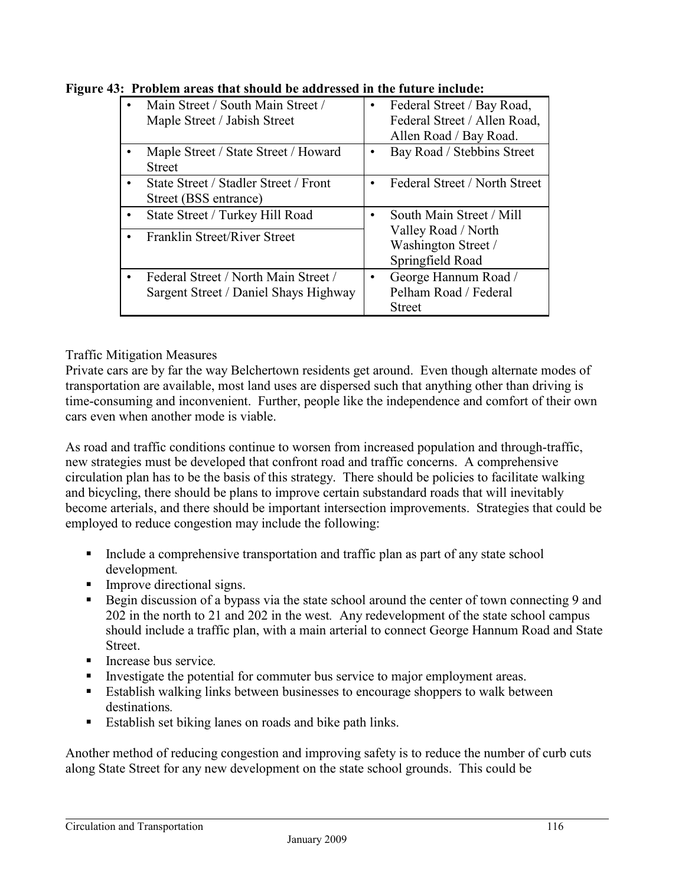**Figure 43: Problem areas that should be addressed in the future include:**

| | |
|---|---|
| • Main Street / South Main Street / Maple Street / Jabish Street | • Federal Street / Bay Road, Federal Street / Allen Road, Allen Road / Bay Road. |
| • Maple Street / State Street / Howard Street | • Bay Road / Stebbins Street |
| • State Street / Stadler Street / Front Street (BSS entrance) | • Federal Street / North Street |
| • State Street / Turkey Hill Road | • South Main Street / Mill Valley Road / North Washington Street / Springfield Road |
| • Franklin Street/River Street | |
| • Federal Street / North Main Street / Sargent Street / Daniel Shays Highway | • George Hannum Road / Pelham Road / Federal Street |

Traffic Mitigation Measures

Private cars are by far the way Belchertown residents get around. Even though alternate modes of transportation are available, most land uses are dispersed such that anything other than driving is time-consuming and inconvenient. Further, people like the independence and comfort of their own cars even when another mode is viable.

As road and traffic conditions continue to worsen from increased population and through-traffic, new strategies must be developed that confront road and traffic concerns. A comprehensive circulation plan has to be the basis of this strategy. There should be policies to facilitate walking and bicycling, there should be plans to improve certain substandard roads that will inevitably become arterials, and there should be important intersection improvements. Strategies that could be employed to reduce congestion may include the following:

- Include a comprehensive transportation and traffic plan as part of any state school development.
- Improve directional signs.
- Begin discussion of a bypass via the state school around the center of town connecting 9 and 202 in the north to 21 and 202 in the west. Any redevelopment of the state school campus should include a traffic plan, with a main arterial to connect George Hannum Road and State Street.
- Increase bus service.
- Investigate the potential for commuter bus service to major employment areas.
- Establish walking links between businesses to encourage shoppers to walk between destinations.
- Establish set biking lanes on roads and bike path links.

Another method of reducing congestion and improving safety is to reduce the number of curb cuts along State Street for any new development on the state school grounds. This could be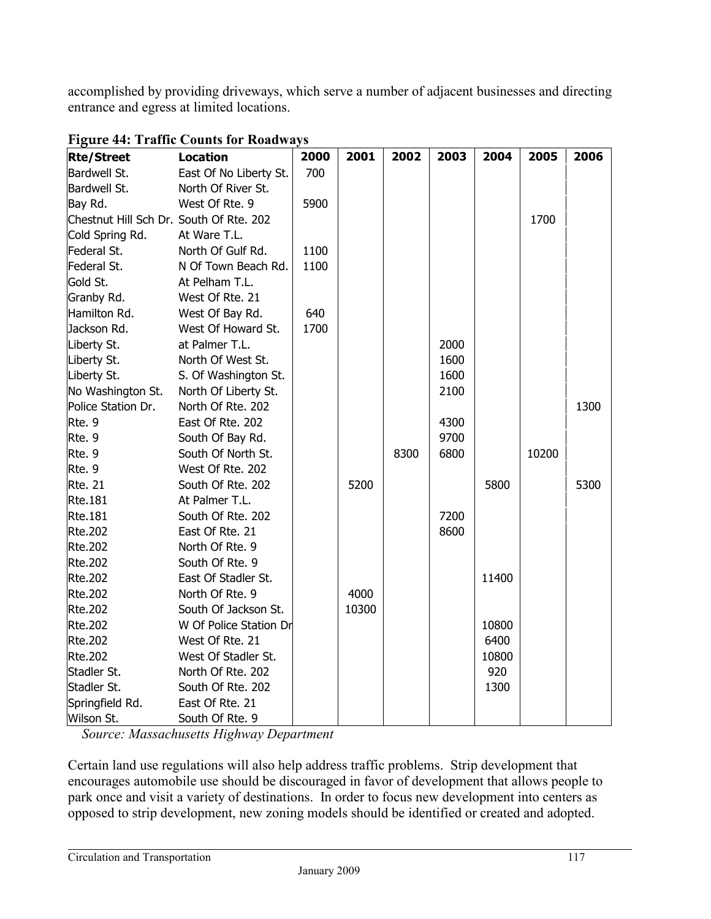accomplished by providing driveways, which serve a number of adjacent businesses and directing entrance and egress at limited locations.

**Figure 44: Traffic Counts for Roadways**

| Rte/Street | Location | 2000 | 2001 | 2002 | 2003 | 2004 | 2005 | 2006 |
|---|---|---|---|---|---|---|---|---|
| Bardwell St. | East Of No Liberty St. | 700 | | | | | | |
| Bardwell St. | North Of River St. | | | | | | | |
| Bay Rd. | West Of Rte. 9 | 5900 | | | | | | |
| Chestnut Hill Sch Dr. | South Of Rte. 202 | | | | | | 1700 | |
| Cold Spring Rd. | At Ware T.L. | | | | | | | |
| Federal St. | North Of Gulf Rd. | 1100 | | | | | | |
| Federal St. | N Of Town Beach Rd. | 1100 | | | | | | |
| Gold St. | At Pelham T.L. | | | | | | | |
| Granby Rd. | West Of Rte. 21 | | | | | | | |
| Hamilton Rd. | West Of Bay Rd. | 640 | | | | | | |
| Jackson Rd. | West Of Howard St. | 1700 | | | | | | |
| Liberty St. | at Palmer T.L. | | | | 2000 | | | |
| Liberty St. | North Of West St. | | | | 1600 | | | |
| Liberty St. | S. Of Washington St. | | | | 1600 | | | |
| No Washington St. | North Of Liberty St. | | | | 2100 | | | |
| Police Station Dr. | North Of Rte. 202 | | | | | | | 1300 |
| Rte. 9 | East Of Rte. 202 | | | | 4300 | | | |
| Rte. 9 | South Of Bay Rd. | | | | 9700 | | | |
| Rte. 9 | South Of North St. | | | 8300 | 6800 | | 10200 | |
| Rte. 9 | West Of Rte. 202 | | | | | | | |
| Rte. 21 | South Of Rte. 202 | | 5200 | | | 5800 | | 5300 |
| Rte.181 | At Palmer T.L. | | | | | | | |
| Rte.181 | South Of Rte. 202 | | | | 7200 | | | |
| Rte.202 | East Of Rte. 21 | | | | 8600 | | | |
| Rte.202 | North Of Rte. 9 | | | | | | | |
| Rte.202 | South Of Rte. 9 | | | | | | | |
| Rte.202 | East Of Stadler St. | | | | | 11400 | | |
| Rte.202 | North Of Rte. 9 | | 4000 | | | | | |
| Rte.202 | South Of Jackson St. | | 10300 | | | | | |
| Rte.202 | W Of Police Station Dr | | | | | 10800 | | |
| Rte.202 | West Of Rte. 21 | | | | | 6400 | | |
| Rte.202 | West Of Stadler St. | | | | | 10800 | | |
| Stadler St. | North Of Rte. 202 | | | | | 920 | | |
| Stadler St. | South Of Rte. 202 | | | | | 1300 | | |
| Springfield Rd. | East Of Rte. 21 | | | | | | | |
| Wilson St. | South Of Rte. 9 | | | | | | | |

*Source: Massachusetts Highway Department*

Certain land use regulations will also help address traffic problems. Strip development that encourages automobile use should be discouraged in favor of development that allows people to park once and visit a variety of destinations. In order to focus new development into centers as opposed to strip development, new zoning models should be identified or created and adopted.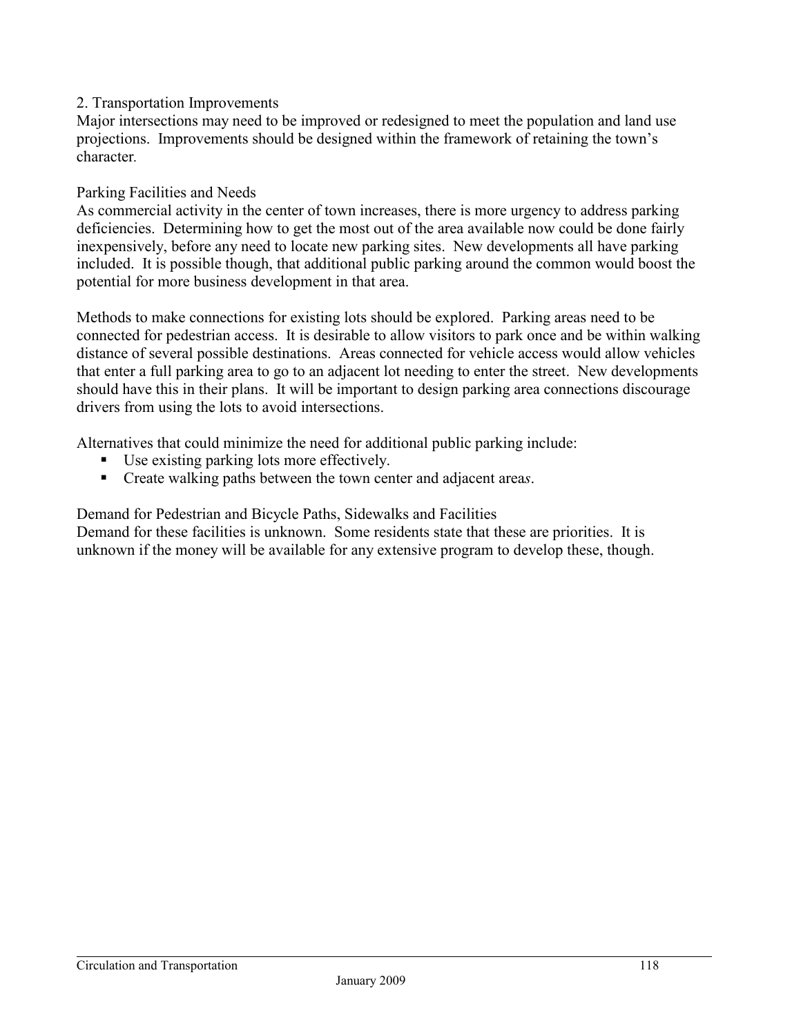## 2. Transportation Improvements

Major intersections may need to be improved or redesigned to meet the population and land use projections. Improvements should be designed within the framework of retaining the town's character.

### Parking Facilities and Needs

As commercial activity in the center of town increases, there is more urgency to address parking deficiencies. Determining how to get the most out of the area available now could be done fairly inexpensively, before any need to locate new parking sites. New developments all have parking included. It is possible though, that additional public parking around the common would boost the potential for more business development in that area.

Methods to make connections for existing lots should be explored. Parking areas need to be connected for pedestrian access. It is desirable to allow visitors to park once and be within walking distance of several possible destinations. Areas connected for vehicle access would allow vehicles that enter a full parking area to go to an adjacent lot needing to enter the street. New developments should have this in their plans. It will be important to design parking area connections discourage drivers from using the lots to avoid intersections.

Alternatives that could minimize the need for additional public parking include:

- Use existing parking lots more effectively.
- Create walking paths between the town center and adjacent areas.

### Demand for Pedestrian and Bicycle Paths, Sidewalks and Facilities

Demand for these facilities is unknown. Some residents state that these are priorities. It is unknown if the money will be available for any extensive program to develop these, though.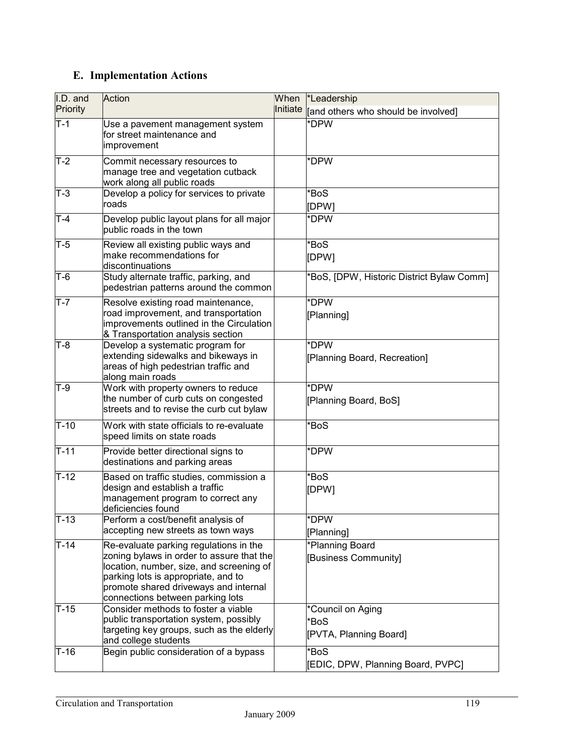## E. Implementation Actions

| I.D. and Priority | Action | When Initiate | *Leadership [and others who should be involved] |
|---|---|---|---|
| T-1 | Use a pavement management system for street maintenance and improvement | | *DPW |
| T-2 | Commit necessary resources to manage tree and vegetation cutback work along all public roads | | *DPW |
| T-3 | Develop a policy for services to private roads | | *BoS [DPW] |
| T-4 | Develop public layout plans for all major public roads in the town | | *DPW |
| T-5 | Review all existing public ways and make recommendations for discontinuations | | *BoS [DPW] |
| T-6 | Study alternate traffic, parking, and pedestrian patterns around the common | | *BoS, [DPW, Historic District Bylaw Comm] |
| T-7 | Resolve existing road maintenance, road improvement, and transportation improvements outlined in the Circulation & Transportation analysis section | | *DPW [Planning] |
| T-8 | Develop a systematic program for extending sidewalks and bikeways in areas of high pedestrian traffic and along main roads | | *DPW [Planning Board, Recreation] |
| T-9 | Work with property owners to reduce the number of curb cuts on congested streets and to revise the curb cut bylaw | | *DPW [Planning Board, BoS] |
| T-10 | Work with state officials to re-evaluate speed limits on state roads | | *BoS |
| T-11 | Provide better directional signs to destinations and parking areas | | *DPW |
| T-12 | Based on traffic studies, commission a design and establish a traffic management program to correct any deficiencies found | | *BoS [DPW] |
| T-13 | Perform a cost/benefit analysis of accepting new streets as town ways | | *DPW [Planning] |
| T-14 | Re-evaluate parking regulations in the zoning bylaws in order to assure that the location, number, size, and screening of parking lots is appropriate, and to promote shared driveways and internal connections between parking lots | | *Planning Board [Business Community] |
| T-15 | Consider methods to foster a viable public transportation system, possibly targeting key groups, such as the elderly and college students | | *Council on Aging *BoS [PVTA, Planning Board] |
| T-16 | Begin public consideration of a bypass | | *BoS [EDIC, DPW, Planning Board, PVPC] |